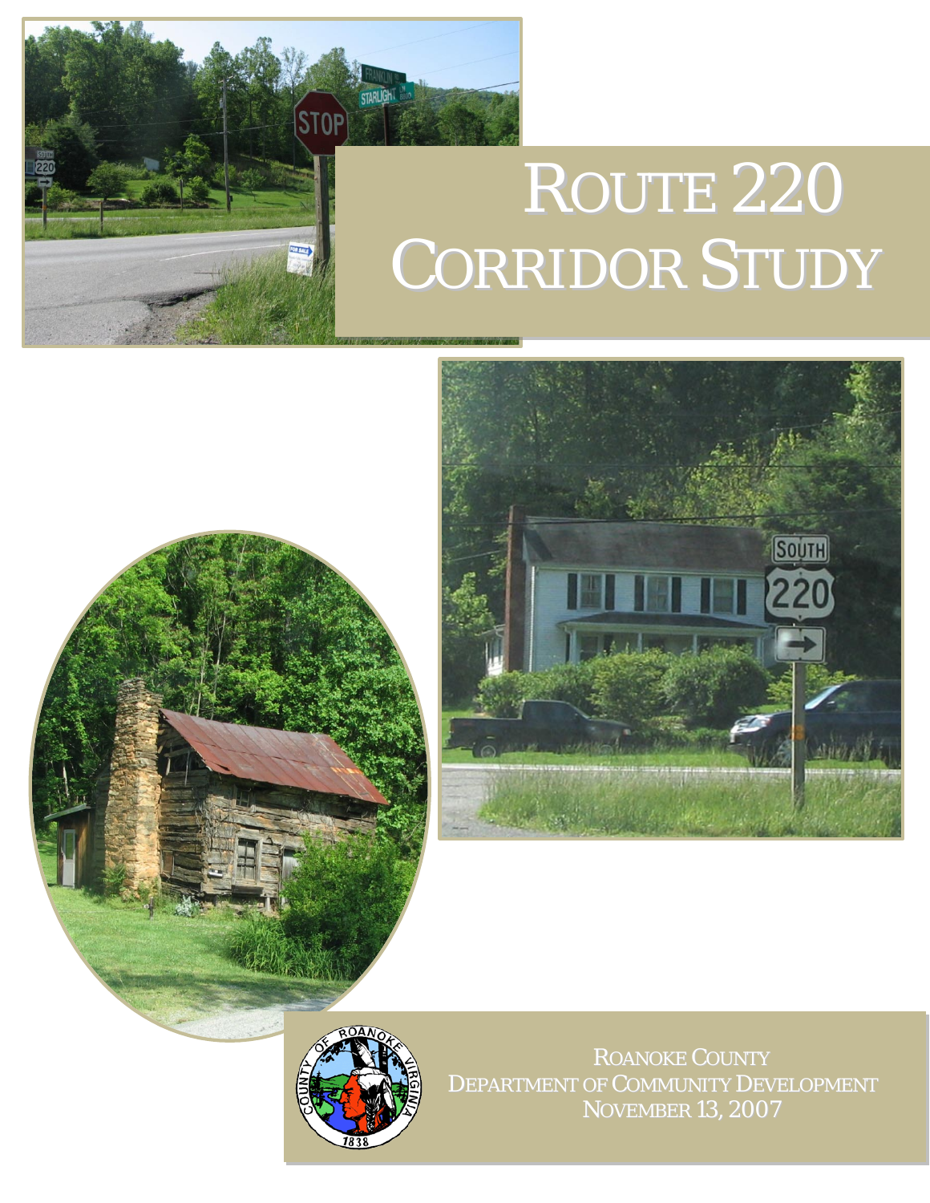# Route 220 Corridor Study

Roanoke County
Department of Community Development
November 13, 2007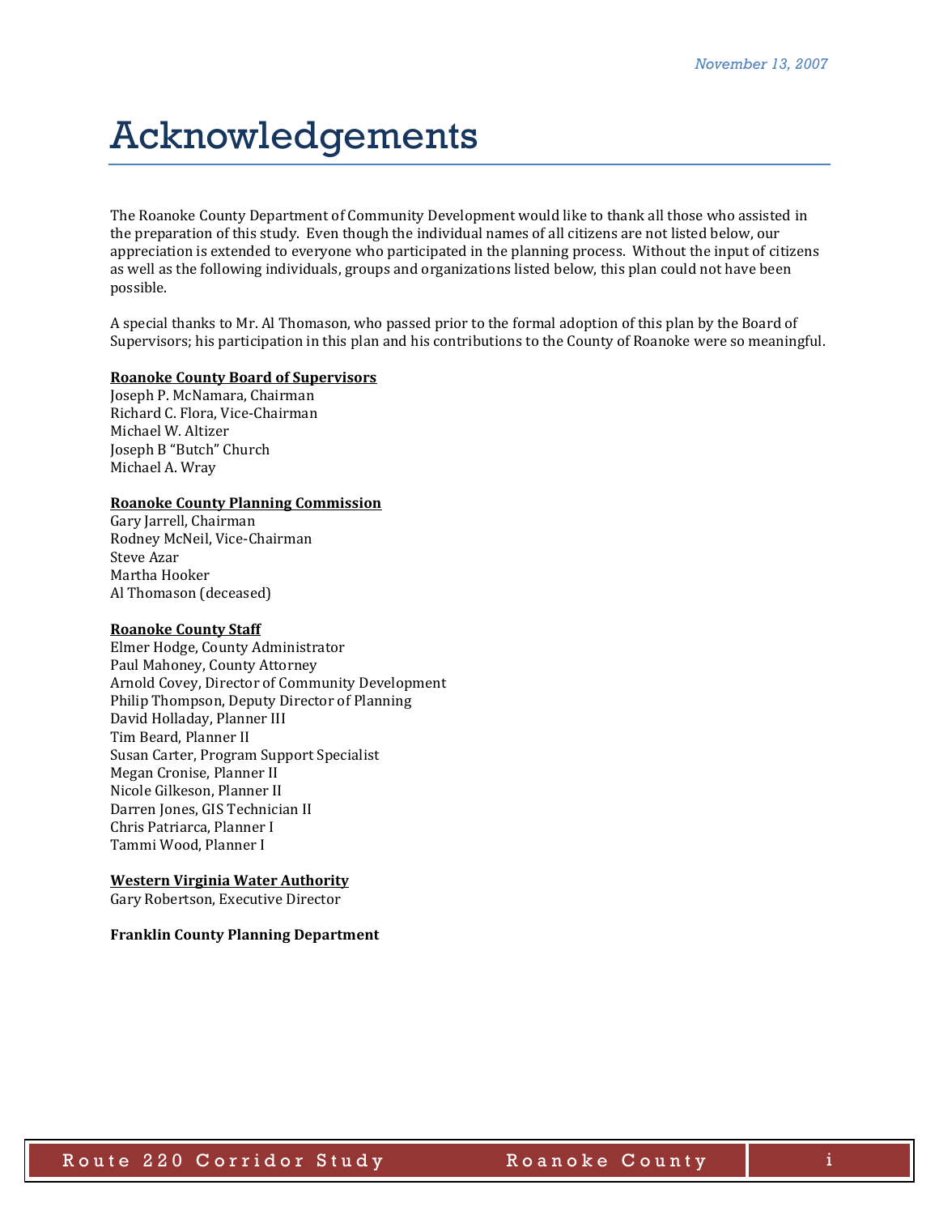# Acknowledgements

The Roanoke County Department of Community Development would like to thank all those who assisted in the preparation of this study. Even though the individual names of all citizens are not listed below, our appreciation is extended to everyone who participated in the planning process. Without the input of citizens as well as the following individuals, groups and organizations listed below, this plan could not have been possible.

A special thanks to Mr. Al Thomason, who passed prior to the formal adoption of this plan by the Board of Supervisors; his participation in this plan and his contributions to the County of Roanoke were so meaningful.

**Roanoke County Board of Supervisors**
Joseph P. McNamara, Chairman
Richard C. Flora, Vice-Chairman
Michael W. Altizer
Joseph B "Butch" Church
Michael A. Wray

**Roanoke County Planning Commission**
Gary Jarrell, Chairman
Rodney McNeil, Vice-Chairman
Steve Azar
Martha Hooker
Al Thomason (deceased)

**Roanoke County Staff**
Elmer Hodge, County Administrator
Paul Mahoney, County Attorney
Arnold Covey, Director of Community Development
Philip Thompson, Deputy Director of Planning
David Holladay, Planner III
Tim Beard, Planner II
Susan Carter, Program Support Specialist
Megan Cronise, Planner II
Nicole Gilkeson, Planner II
Darren Jones, GIS Technician II
Chris Patriarca, Planner I
Tammi Wood, Planner I

**Western Virginia Water Authority**
Gary Robertson, Executive Director

**Franklin County Planning Department**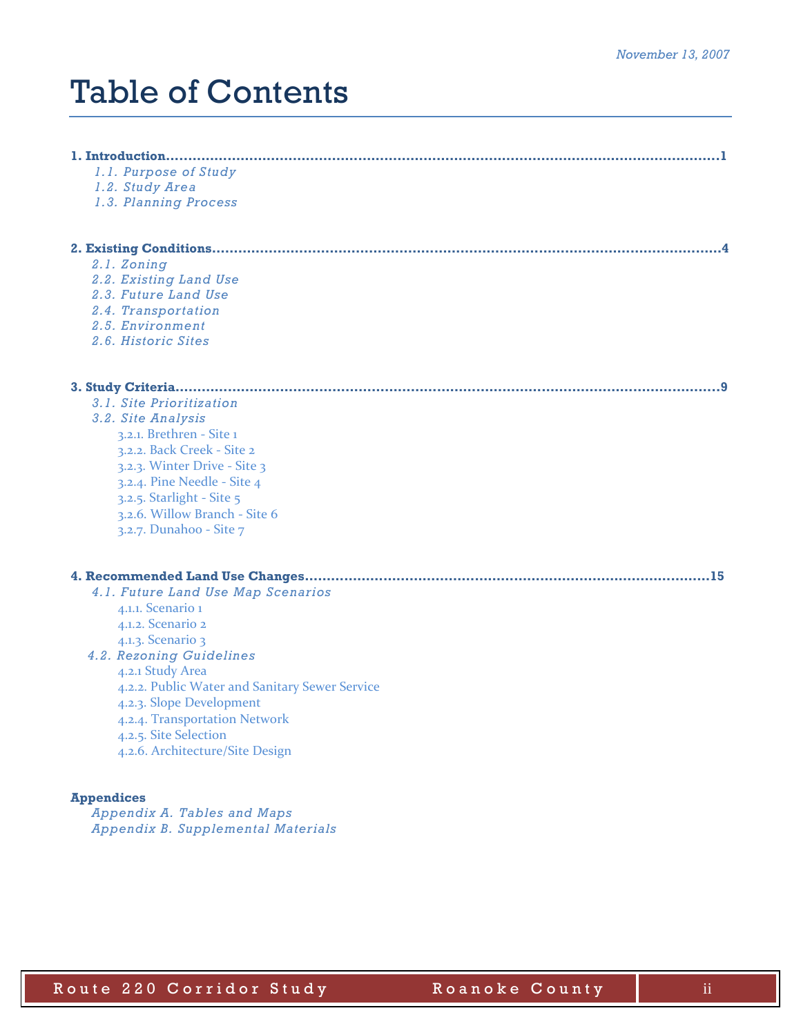November 13, 2007

# Table of Contents

**1. Introduction ........................................................................................................................ 1**

*1.1. Purpose of Study*
*1.2. Study Area*
*1.3. Planning Process*

**2. Existing Conditions ........................................................................................................... 4**

*2.1. Zoning*
*2.2. Existing Land Use*
*2.3. Future Land Use*
*2.4. Transportation*
*2.5. Environment*
*2.6. Historic Sites*

**3. Study Criteria ..................................................................................................................... 9**

*3.1. Site Prioritization*
*3.2. Site Analysis*

3.2.1. Brethren - Site 1
3.2.2. Back Creek - Site 2
3.2.3. Winter Drive - Site 3
3.2.4. Pine Needle - Site 4
3.2.5. Starlight - Site 5
3.2.6. Willow Branch - Site 6
3.2.7. Dunahoo - Site 7

**4. Recommended Land Use Changes .................................................................................. 15**

*4.1. Future Land Use Map Scenarios*

4.1.1. Scenario 1
4.1.2. Scenario 2
4.1.3. Scenario 3

*4.2. Rezoning Guidelines*

4.2.1 Study Area
4.2.2. Public Water and Sanitary Sewer Service
4.2.3. Slope Development
4.2.4. Transportation Network
4.2.5. Site Selection
4.2.6. Architecture/Site Design

**Appendices**

*Appendix A. Tables and Maps*
*Appendix B. Supplemental Materials*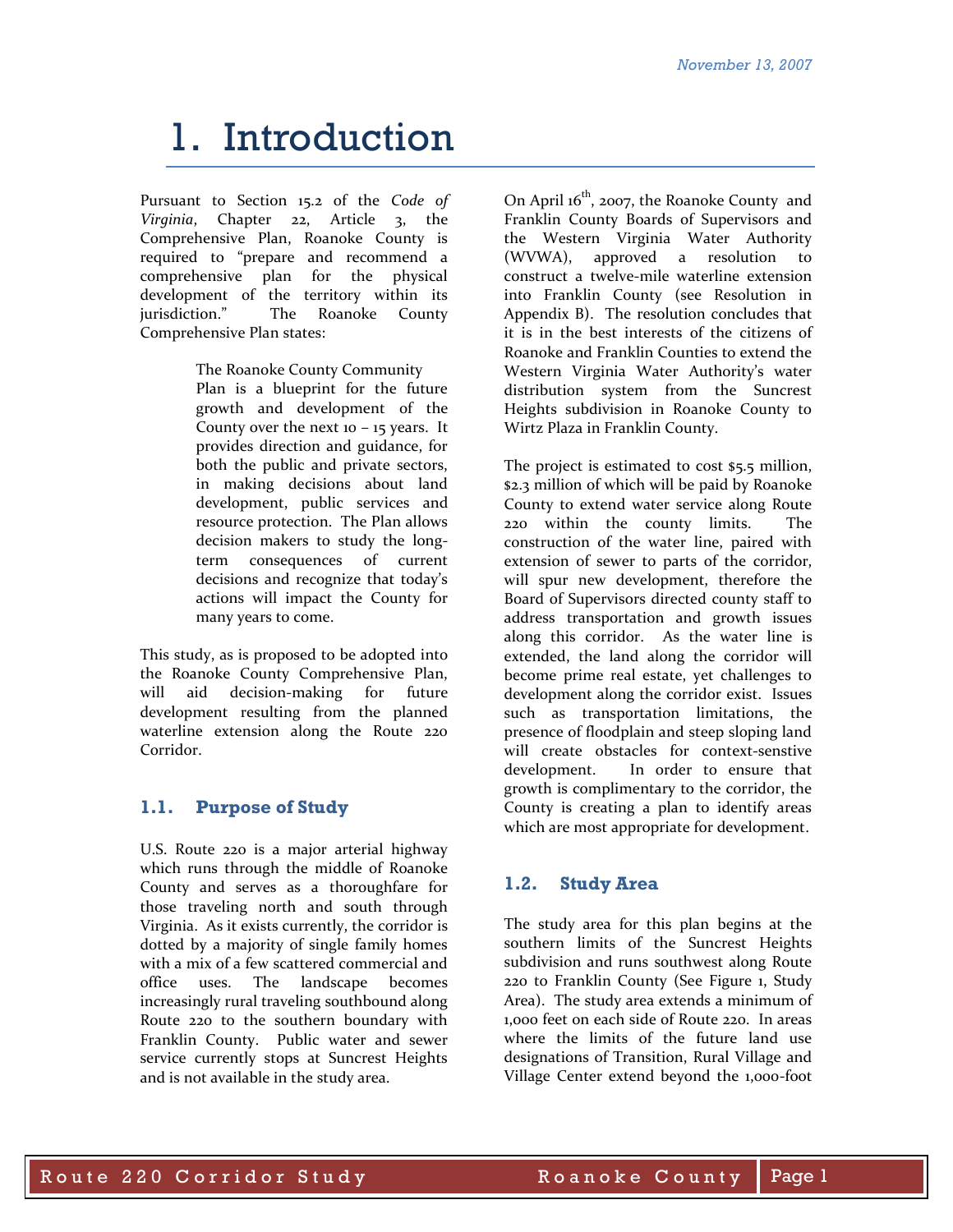# 1. Introduction

Pursuant to Section 15.2 of the *Code of Virginia*, Chapter 22, Article 3, the Comprehensive Plan, Roanoke County is required to "prepare and recommend a comprehensive plan for the physical development of the territory within its jurisdiction." The Roanoke County Comprehensive Plan states:

> The Roanoke County Community Plan is a blueprint for the future growth and development of the County over the next 10 – 15 years. It provides direction and guidance, for both the public and private sectors, in making decisions about land development, public services and resource protection. The Plan allows decision makers to study the long-term consequences of current decisions and recognize that today's actions will impact the County for many years to come.

This study, as is proposed to be adopted into the Roanoke County Comprehensive Plan, will aid decision-making for future development resulting from the planned waterline extension along the Route 220 Corridor.

## 1.1. Purpose of Study

U.S. Route 220 is a major arterial highway which runs through the middle of Roanoke County and serves as a thoroughfare for those traveling north and south through Virginia. As it exists currently, the corridor is dotted by a majority of single family homes with a mix of a few scattered commercial and office uses. The landscape becomes increasingly rural traveling southbound along Route 220 to the southern boundary with Franklin County. Public water and sewer service currently stops at Suncrest Heights and is not available in the study area.

On April 16th, 2007, the Roanoke County and Franklin County Boards of Supervisors and the Western Virginia Water Authority (WVWA), approved a resolution to construct a twelve-mile waterline extension into Franklin County (see Resolution in Appendix B). The resolution concludes that it is in the best interests of the citizens of Roanoke and Franklin Counties to extend the Western Virginia Water Authority's water distribution system from the Suncrest Heights subdivision in Roanoke County to Wirtz Plaza in Franklin County.

The project is estimated to cost $5.5 million, $2.3 million of which will be paid by Roanoke County to extend water service along Route 220 within the county limits. The construction of the water line, paired with extension of sewer to parts of the corridor, will spur new development, therefore the Board of Supervisors directed county staff to address transportation and growth issues along this corridor. As the water line is extended, the land along the corridor will become prime real estate, yet challenges to development along the corridor exist. Issues such as transportation limitations, the presence of floodplain and steep sloping land will create obstacles for context-senstive development. In order to ensure that growth is complimentary to the corridor, the County is creating a plan to identify areas which are most appropriate for development.

## 1.2. Study Area

The study area for this plan begins at the southern limits of the Suncrest Heights subdivision and runs southwest along Route 220 to Franklin County (See Figure 1, Study Area). The study area extends a minimum of 1,000 feet on each side of Route 220. In areas where the limits of the future land use designations of Transition, Rural Village and Village Center extend beyond the 1,000-foot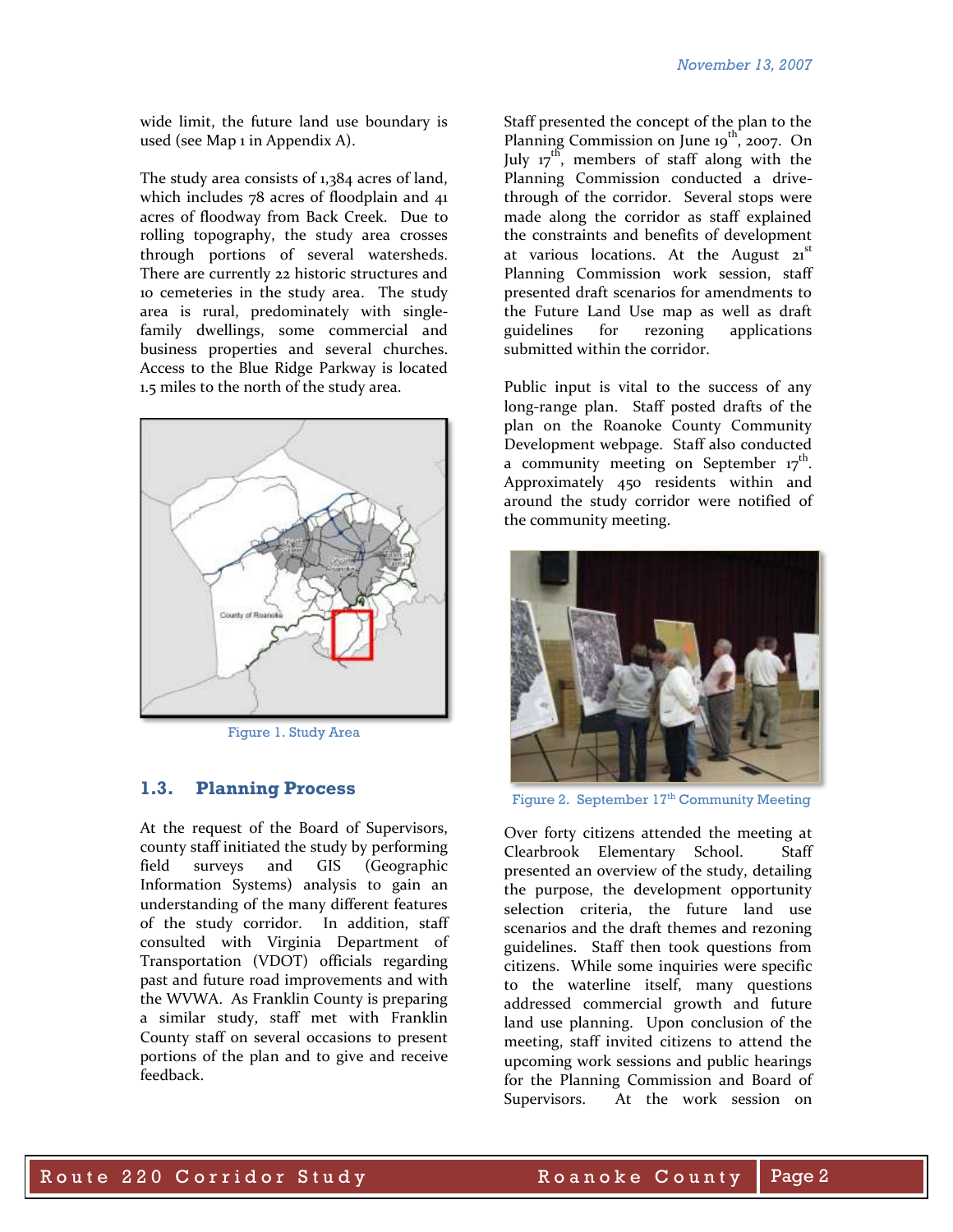wide limit, the future land use boundary is used (see Map 1 in Appendix A).

The study area consists of 1,384 acres of land, which includes 78 acres of floodplain and 41 acres of floodway from Back Creek. Due to rolling topography, the study area crosses through portions of several watersheds. There are currently 22 historic structures and 10 cemeteries in the study area. The study area is rural, predominately with single-family dwellings, some commercial and business properties and several churches. Access to the Blue Ridge Parkway is located 1.5 miles to the north of the study area.

Figure 1. Study Area

## 1.3. Planning Process

At the request of the Board of Supervisors, county staff initiated the study by performing field surveys and GIS (Geographic Information Systems) analysis to gain an understanding of the many different features of the study corridor. In addition, staff consulted with Virginia Department of Transportation (VDOT) officials regarding past and future road improvements and with the WVWA. As Franklin County is preparing a similar study, staff met with Franklin County staff on several occasions to present portions of the plan and to give and receive feedback.

Staff presented the concept of the plan to the Planning Commission on June 19th, 2007. On July 17th, members of staff along with the Planning Commission conducted a drive-through of the corridor. Several stops were made along the corridor as staff explained the constraints and benefits of development at various locations. At the August 21st Planning Commission work session, staff presented draft scenarios for amendments to the Future Land Use map as well as draft guidelines for rezoning applications submitted within the corridor.

Public input is vital to the success of any long-range plan. Staff posted drafts of the plan on the Roanoke County Community Development webpage. Staff also conducted a community meeting on September 17th. Approximately 450 residents within and around the study corridor were notified of the community meeting.

Figure 2. September 17th Community Meeting

Over forty citizens attended the meeting at Clearbrook Elementary School. Staff presented an overview of the study, detailing the purpose, the development opportunity selection criteria, the future land use scenarios and the draft themes and rezoning guidelines. Staff then took questions from citizens. While some inquiries were specific to the waterline itself, many questions addressed commercial growth and future land use planning. Upon conclusion of the meeting, staff invited citizens to attend the upcoming work sessions and public hearings for the Planning Commission and Board of Supervisors. At the work session on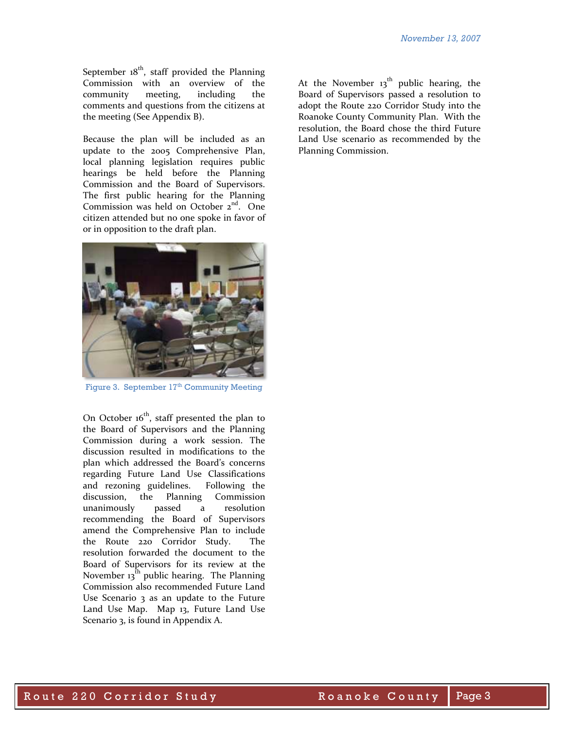September 18th, staff provided the Planning Commission with an overview of the community meeting, including the comments and questions from the citizens at the meeting (See Appendix B).

Because the plan will be included as an update to the 2005 Comprehensive Plan, local planning legislation requires public hearings be held before the Planning Commission and the Board of Supervisors. The first public hearing for the Planning Commission was held on October 2nd. One citizen attended but no one spoke in favor of or in opposition to the draft plan.

Figure 3. September 17th Community Meeting

On October 16th, staff presented the plan to the Board of Supervisors and the Planning Commission during a work session. The discussion resulted in modifications to the plan which addressed the Board's concerns regarding Future Land Use Classifications and rezoning guidelines. Following the discussion, the Planning Commission unanimously passed a resolution recommending the Board of Supervisors amend the Comprehensive Plan to include the Route 220 Corridor Study. The resolution forwarded the document to the Board of Supervisors for its review at the November 13th public hearing. The Planning Commission also recommended Future Land Use Scenario 3 as an update to the Future Land Use Map. Map 13, Future Land Use Scenario 3, is found in Appendix A.

At the November 13th public hearing, the Board of Supervisors passed a resolution to adopt the Route 220 Corridor Study into the Roanoke County Community Plan. With the resolution, the Board chose the third Future Land Use scenario as recommended by the Planning Commission.